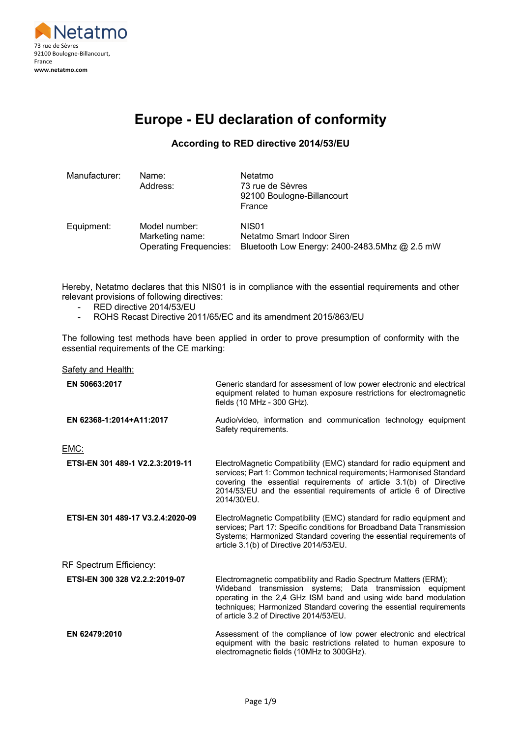Netatmo
73 rue de Sèvres
92100 Boulogne-Billancourt,
France
**www.netatmo.com**

# Europe - EU declaration of conformity

### According to RED directive 2014/53/EU

| | | |
|---|---|---|
| Manufacturer: | Name: | Netatmo |
| | Address: | 73 rue de Sèvres<br>92100 Boulogne-Billancourt<br>France |
| Equipment: | Model number: | NIS01 |
| | Marketing name: | Netatmo Smart Indoor Siren |
| | Operating Frequencies: | Bluetooth Low Energy: 2400-2483.5Mhz @ 2.5 mW |

Hereby, Netatmo declares that this NIS01 is in compliance with the essential requirements and other relevant provisions of following directives:

- RED directive 2014/53/EU
- ROHS Recast Directive 2011/65/EC and its amendment 2015/863/EU

The following test methods have been applied in order to prove presumption of conformity with the essential requirements of the CE marking:

Safety and Health:

| | |
|---|---|
| **EN 50663:2017** | Generic standard for assessment of low power electronic and electrical equipment related to human exposure restrictions for electromagnetic fields (10 MHz - 300 GHz). |
| **EN 62368-1:2014+A11:2017** | Audio/video, information and communication technology equipment Safety requirements. |

EMC:

| | |
|---|---|
| **ETSI-EN 301 489-1 V2.2.3:2019-11** | ElectroMagnetic Compatibility (EMC) standard for radio equipment and services; Part 1: Common technical requirements; Harmonised Standard covering the essential requirements of article 3.1(b) of Directive 2014/53/EU and the essential requirements of article 6 of Directive 2014/30/EU. |
| **ETSI-EN 301 489-17 V3.2.4:2020-09** | ElectroMagnetic Compatibility (EMC) standard for radio equipment and services; Part 17: Specific conditions for Broadband Data Transmission Systems; Harmonized Standard covering the essential requirements of article 3.1(b) of Directive 2014/53/EU. |

RF Spectrum Efficiency:

| | |
|---|---|
| **ETSI-EN 300 328 V2.2.2:2019-07** | Electromagnetic compatibility and Radio Spectrum Matters (ERM); Wideband transmission systems; Data transmission equipment operating in the 2,4 GHz ISM band and using wide band modulation techniques; Harmonized Standard covering the essential requirements of article 3.2 of Directive 2014/53/EU. |
| **EN 62479:2010** | Assessment of the compliance of low power electronic and electrical equipment with the basic restrictions related to human exposure to electromagnetic fields (10MHz to 300GHz). |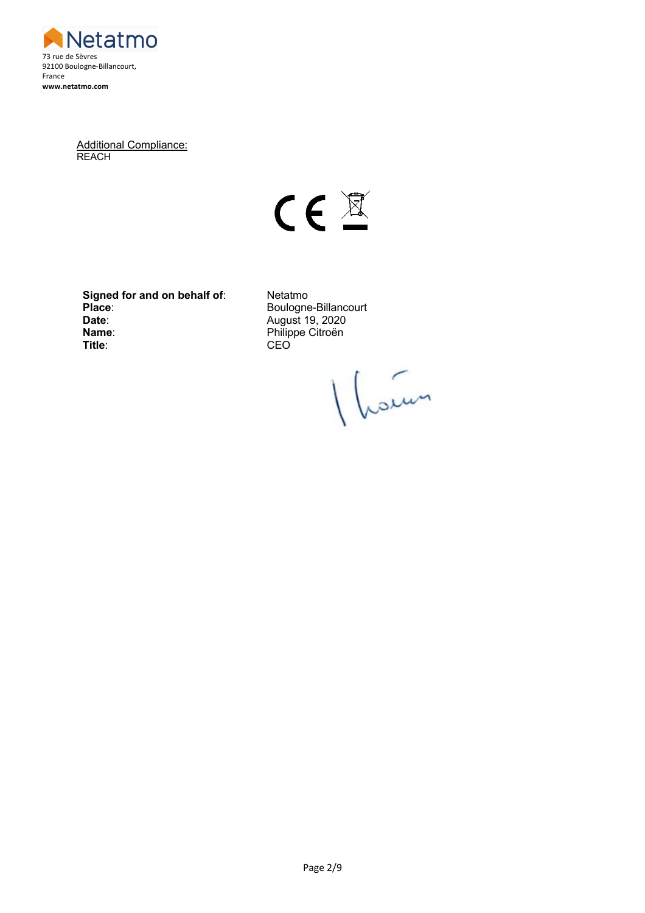Netatmo
73 rue de Sèvres
92100 Boulogne-Billancourt,
France
**www.netatmo.com**

Additional Compliance:
REACH

| | |
|---|---|
| **Signed for and on behalf of**: | Netatmo |
| **Place**: | Boulogne-Billancourt |
| **Date**: | August 19, 2020 |
| **Name**: | Philippe Citroën |
| **Title**: | CEO |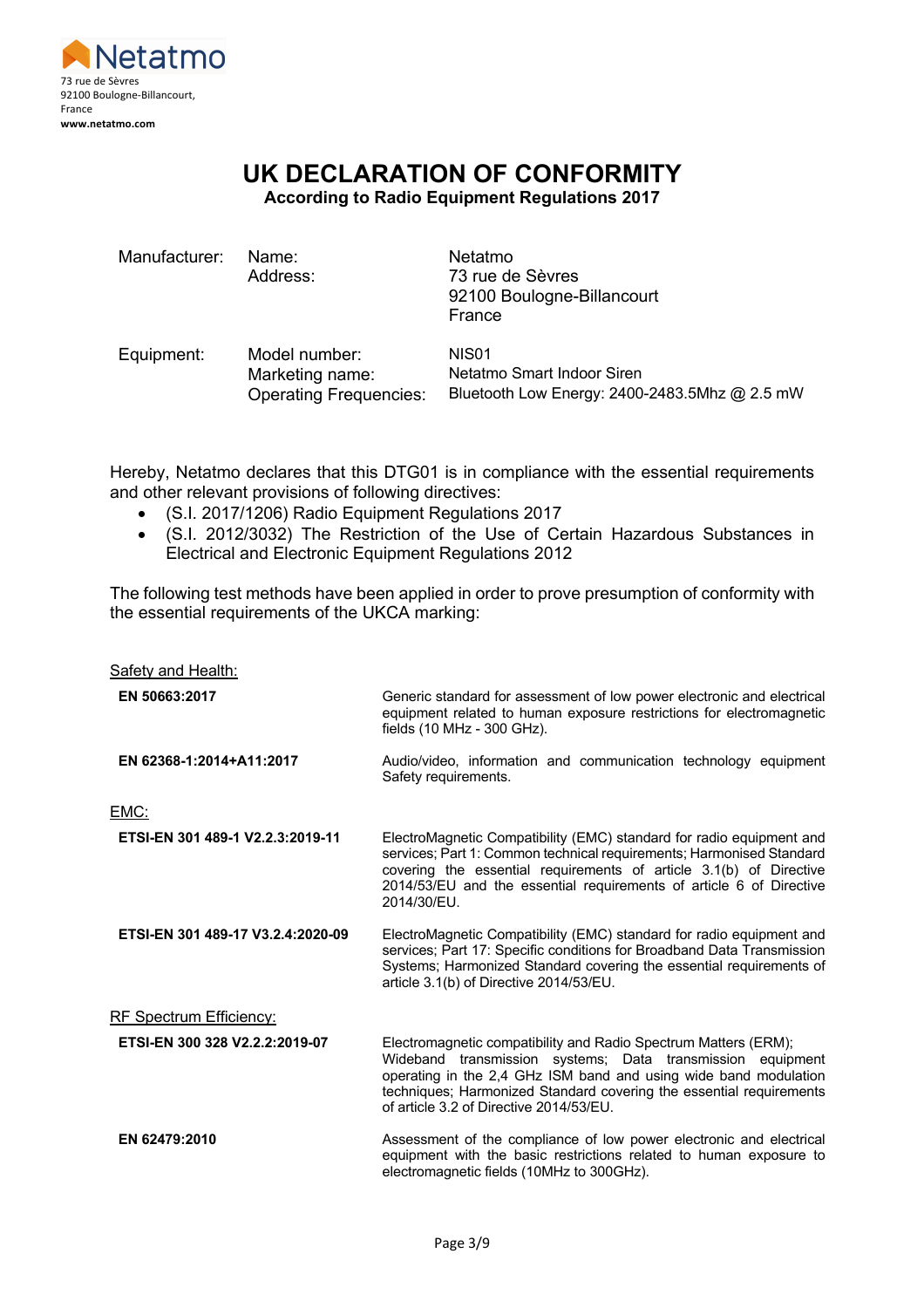Netatmo
73 rue de Sèvres
92100 Boulogne-Billancourt,
France
**www.netatmo.com**

# UK DECLARATION OF CONFORMITY

**According to Radio Equipment Regulations 2017**

| | | |
|---|---|---|
| Manufacturer: | Name: | Netatmo |
| | Address: | 73 rue de Sèvres<br>92100 Boulogne-Billancourt<br>France |
| Equipment: | Model number: | NIS01 |
| | Marketing name: | Netatmo Smart Indoor Siren |
| | Operating Frequencies: | Bluetooth Low Energy: 2400-2483.5Mhz @ 2.5 mW |

Hereby, Netatmo declares that this DTG01 is in compliance with the essential requirements and other relevant provisions of following directives:

- (S.I. 2017/1206) Radio Equipment Regulations 2017
- (S.I. 2012/3032) The Restriction of the Use of Certain Hazardous Substances in Electrical and Electronic Equipment Regulations 2012

The following test methods have been applied in order to prove presumption of conformity with the essential requirements of the UKCA marking:

<u>Safety and Health:</u>

| | |
|---|---|
| **EN 50663:2017** | Generic standard for assessment of low power electronic and electrical equipment related to human exposure restrictions for electromagnetic fields (10 MHz - 300 GHz). |
| **EN 62368-1:2014+A11:2017** | Audio/video, information and communication technology equipment Safety requirements. |

<u>EMC:</u>

| | |
|---|---|
| **ETSI-EN 301 489-1 V2.2.3:2019-11** | ElectroMagnetic Compatibility (EMC) standard for radio equipment and services; Part 1: Common technical requirements; Harmonised Standard covering the essential requirements of article 3.1(b) of Directive 2014/53/EU and the essential requirements of article 6 of Directive 2014/30/EU. |
| **ETSI-EN 301 489-17 V3.2.4:2020-09** | ElectroMagnetic Compatibility (EMC) standard for radio equipment and services; Part 17: Specific conditions for Broadband Data Transmission Systems; Harmonized Standard covering the essential requirements of article 3.1(b) of Directive 2014/53/EU. |

<u>RF Spectrum Efficiency:</u>

| | |
|---|---|
| **ETSI-EN 300 328 V2.2.2:2019-07** | Electromagnetic compatibility and Radio Spectrum Matters (ERM); Wideband transmission systems; Data transmission equipment operating in the 2,4 GHz ISM band and using wide band modulation techniques; Harmonized Standard covering the essential requirements of article 3.2 of Directive 2014/53/EU. |
| **EN 62479:2010** | Assessment of the compliance of low power electronic and electrical equipment with the basic restrictions related to human exposure to electromagnetic fields (10MHz to 300GHz). |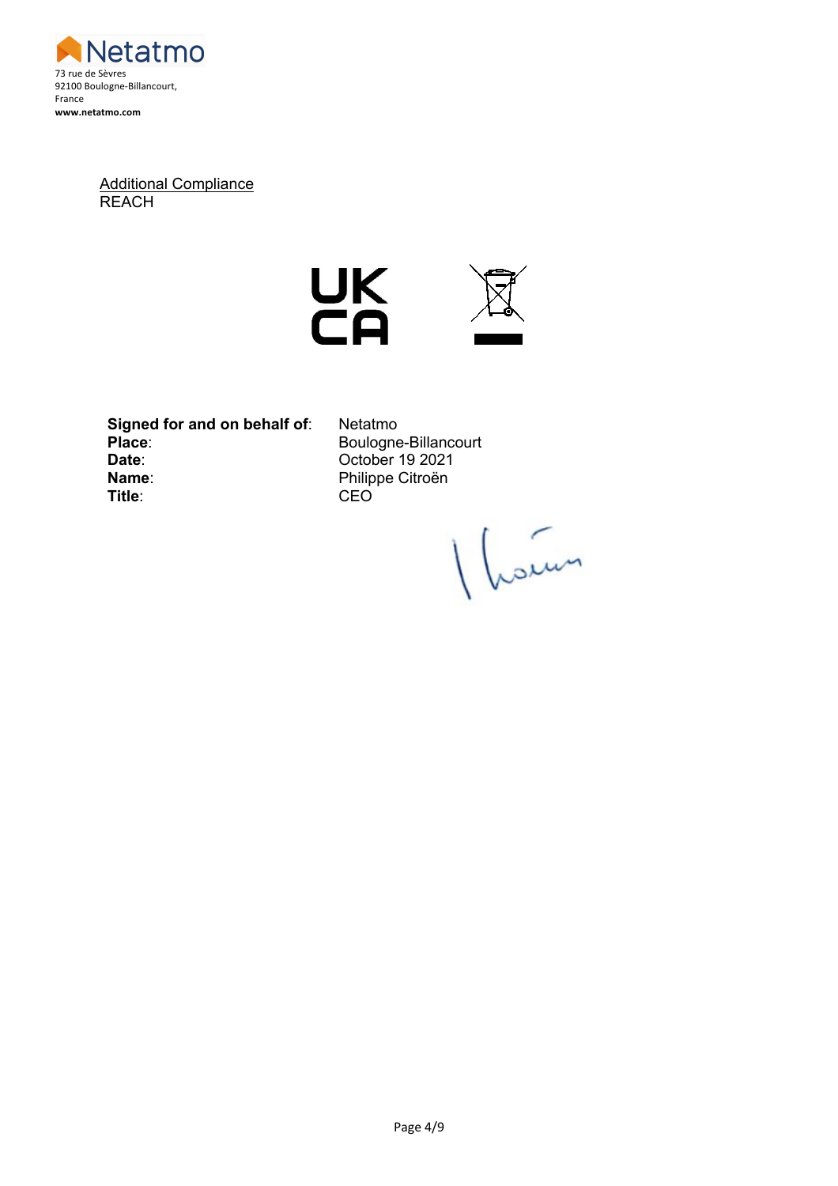Netatmo
73 rue de Sèvres
92100 Boulogne-Billancourt,
France
**www.netatmo.com**

Additional Compliance
REACH

UK
CA

| | |
|---|---|
| **Signed for and on behalf of**: | Netatmo |
| **Place**: | Boulogne-Billancourt |
| **Date**: | October 19 2021 |
| **Name**: | Philippe Citroën |
| **Title**: | CEO |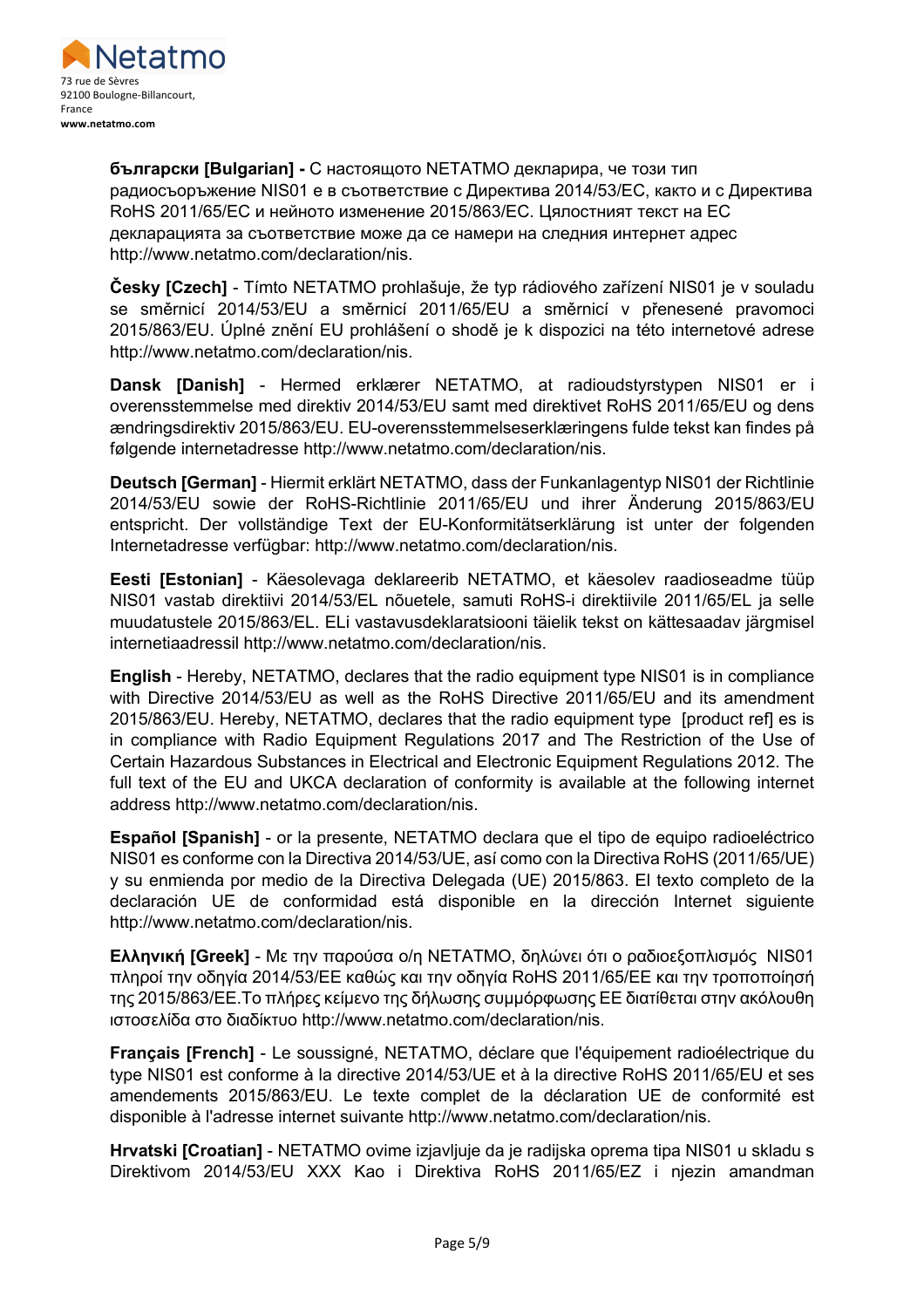Netatmo
73 rue de Sèvres
92100 Boulogne-Billancourt,
France
**www.netatmo.com**

**български [Bulgarian] -** С настоящото NETATMO декларира, че този тип радиосъоръжение NIS01 е в съответствие с Директива 2014/53/ЕС, както и с Директива RoHS 2011/65/ЕС и нейното изменение 2015/863/ЕС. Цялостният текст на ЕС декларацията за съответствие може да се намери на следния интернет адрес http://www.netatmo.com/declaration/nis.

**Česky [Czech]** - Tímto NETATMO prohlašuje, že typ rádiového zařízení NIS01 je v souladu se směrnicí 2014/53/EU a směrnicí 2011/65/EU a směrnicí v přenesené pravomoci 2015/863/EU. Úplné znění EU prohlášení o shodě je k dispozici na této internetové adrese http://www.netatmo.com/declaration/nis.

**Dansk [Danish]** - Hermed erklærer NETATMO, at radioudstyrstypen NIS01 er i overensstemmelse med direktiv 2014/53/EU samt med direktivet RoHS 2011/65/EU og dens ændringsdirektiv 2015/863/EU. EU-overensstemmelseserklæringens fulde tekst kan findes på følgende internetadresse http://www.netatmo.com/declaration/nis.

**Deutsch [German]** - Hiermit erklärt NETATMO, dass der Funkanlagentyp NIS01 der Richtlinie 2014/53/EU sowie der RoHS-Richtlinie 2011/65/EU und ihrer Änderung 2015/863/EU entspricht. Der vollständige Text der EU-Konformitätserklärung ist unter der folgenden Internetadresse verfügbar: http://www.netatmo.com/declaration/nis.

**Eesti [Estonian]** - Käesolevaga deklareerib NETATMO, et käesolev raadioseadme tüüp NIS01 vastab direktiivi 2014/53/EL nõuetele, samuti RoHS-i direktiivile 2011/65/EL ja selle muudatustele 2015/863/EL. ELi vastavusdeklaratsiooni täielik tekst on kättesaadav järgmisel internetiaadressil http://www.netatmo.com/declaration/nis.

**English** - Hereby, NETATMO, declares that the radio equipment type NIS01 is in compliance with Directive 2014/53/EU as well as the RoHS Directive 2011/65/EU and its amendment 2015/863/EU. Hereby, NETATMO, declares that the radio equipment type [product ref] es is in compliance with Radio Equipment Regulations 2017 and The Restriction of the Use of Certain Hazardous Substances in Electrical and Electronic Equipment Regulations 2012. The full text of the EU and UKCA declaration of conformity is available at the following internet address http://www.netatmo.com/declaration/nis.

**Español [Spanish]** - or la presente, NETATMO declara que el tipo de equipo radioeléctrico NIS01 es conforme con la Directiva 2014/53/UE, así como con la Directiva RoHS (2011/65/UE) y su enmienda por medio de la Directiva Delegada (UE) 2015/863. El texto completo de la declaración UE de conformidad está disponible en la dirección Internet siguiente http://www.netatmo.com/declaration/nis.

**Ελληνική [Greek]** - Με την παρούσα ο/η NETATMO, δηλώνει ότι ο ραδιοεξοπλισμός NIS01 πληροί την οδηγία 2014/53/ΕΕ καθώς και την οδηγία RoHS 2011/65/ΕΕ και την τροποποίησή της 2015/863/ΕΕ.Το πλήρες κείμενο της δήλωσης συμμόρφωσης ΕΕ διατίθεται στην ακόλουθη ιστοσελίδα στο διαδίκτυο http://www.netatmo.com/declaration/nis.

**Français [French]** - Le soussigné, NETATMO, déclare que l'équipement radioélectrique du type NIS01 est conforme à la directive 2014/53/UE et à la directive RoHS 2011/65/EU et ses amendements 2015/863/EU. Le texte complet de la déclaration UE de conformité est disponible à l'adresse internet suivante http://www.netatmo.com/declaration/nis.

**Hrvatski [Croatian]** - NETATMO ovime izjavljuje da je radijska oprema tipa NIS01 u skladu s Direktivom 2014/53/EU XXX Kao i Direktiva RoHS 2011/65/EZ i njezin amandman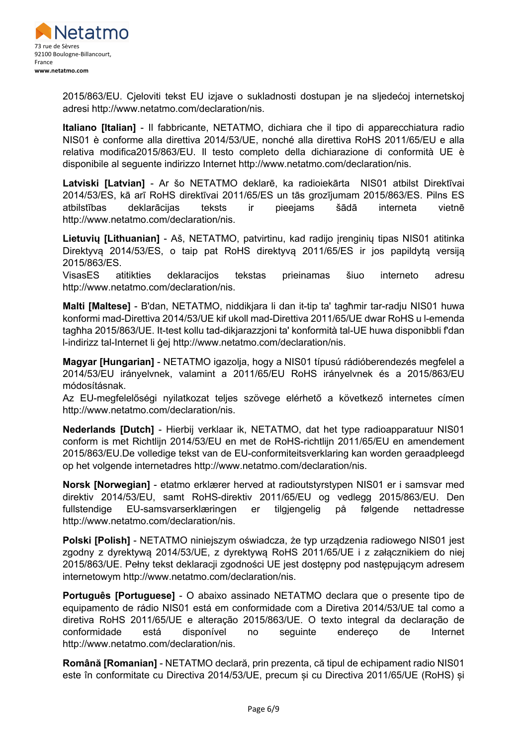2015/863/EU. Cjeloviti tekst EU izjave o sukladnosti dostupan je na sljedećoj internetskoj adresi http://www.netatmo.com/declaration/nis.

**Italiano [Italian]** - Il fabbricante, NETATMO, dichiara che il tipo di apparecchiatura radio NIS01 è conforme alla direttiva 2014/53/UE, nonché alla direttiva RoHS 2011/65/EU e alla relativa modifica2015/863/EU. Il testo completo della dichiarazione di conformità UE è disponibile al seguente indirizzo Internet http://www.netatmo.com/declaration/nis.

**Latviski [Latvian]** - Ar šo NETATMO deklarē, ka radioiekārta NIS01 atbilst Direktīvai 2014/53/ES, kā arī RoHS direktīvai 2011/65/ES un tās grozījumam 2015/863/ES. Pilns ES atbilstības deklarācijas teksts ir pieejams šādā interneta vietnē http://www.netatmo.com/declaration/nis.

**Lietuvių [Lithuanian]** - Aš, NETATMO, patvirtinu, kad radijo įrenginių tipas NIS01 atitinka Direktyvą 2014/53/ES, o taip pat RoHS direktyvą 2011/65/ES ir jos papildytą versiją 2015/863/ES.
VisasES atitikties deklaracijos tekstas prieinamas šiuo interneto adresu http://www.netatmo.com/declaration/nis.

**Malti [Maltese]** - B'dan, NETATMO, niddikjara li dan it-tip ta' tagħmir tar-radju NIS01 huwa konformi mad-Direttiva 2014/53/UE kif ukoll mad-Direttiva 2011/65/UE dwar RoHS u l-emenda tagħha 2015/863/UE. It-test kollu tad-dikjarazzjoni ta' konformità tal-UE huwa disponibbli f'dan l-indirizz tal-Internet li ġej http://www.netatmo.com/declaration/nis.

**Magyar [Hungarian]** - NETATMO igazolja, hogy a NIS01 típusú rádióberendezés megfelel a 2014/53/EU irányelvnek, valamint a 2011/65/EU RoHS irányelvnek és a 2015/863/EU módosításnak.
Az EU-megfelelőségi nyilatkozat teljes szövege elérhető a következő internetes címen http://www.netatmo.com/declaration/nis.

**Nederlands [Dutch]** - Hierbij verklaar ik, NETATMO, dat het type radioapparatuur NIS01 conform is met Richtlijn 2014/53/EU en met de RoHS-richtlijn 2011/65/EU en amendement 2015/863/EU.De volledige tekst van de EU-conformiteitsverklaring kan worden geraadpleegd op het volgende internetadres http://www.netatmo.com/declaration/nis.

**Norsk [Norwegian]** - etatmo erklærer herved at radioutstyrstypen NIS01 er i samsvar med direktiv 2014/53/EU, samt RoHS-direktiv 2011/65/EU og vedlegg 2015/863/EU. Den fullstendige EU-samsvarserklæringen er tilgjengelig på følgende nettadresse http://www.netatmo.com/declaration/nis.

**Polski [Polish]** - NETATMO niniejszym oświadcza, że typ urządzenia radiowego NIS01 jest zgodny z dyrektywą 2014/53/UE, z dyrektywą RoHS 2011/65/UE i z załącznikiem do niej 2015/863/UE. Pełny tekst deklaracji zgodności UE jest dostępny pod następującym adresem internetowym http://www.netatmo.com/declaration/nis.

**Português [Portuguese]** - O abaixo assinado NETATMO declara que o presente tipo de equipamento de rádio NIS01 está em conformidade com a Diretiva 2014/53/UE tal como a diretiva RoHS 2011/65/UE e alteração 2015/863/UE. O texto integral da declaração de conformidade está disponível no seguinte endereço de Internet http://www.netatmo.com/declaration/nis.

**Română [Romanian]** - NETATMO declară, prin prezenta, că tipul de echipament radio NIS01 este în conformitate cu Directiva 2014/53/UE, precum și cu Directiva 2011/65/UE (RoHS) și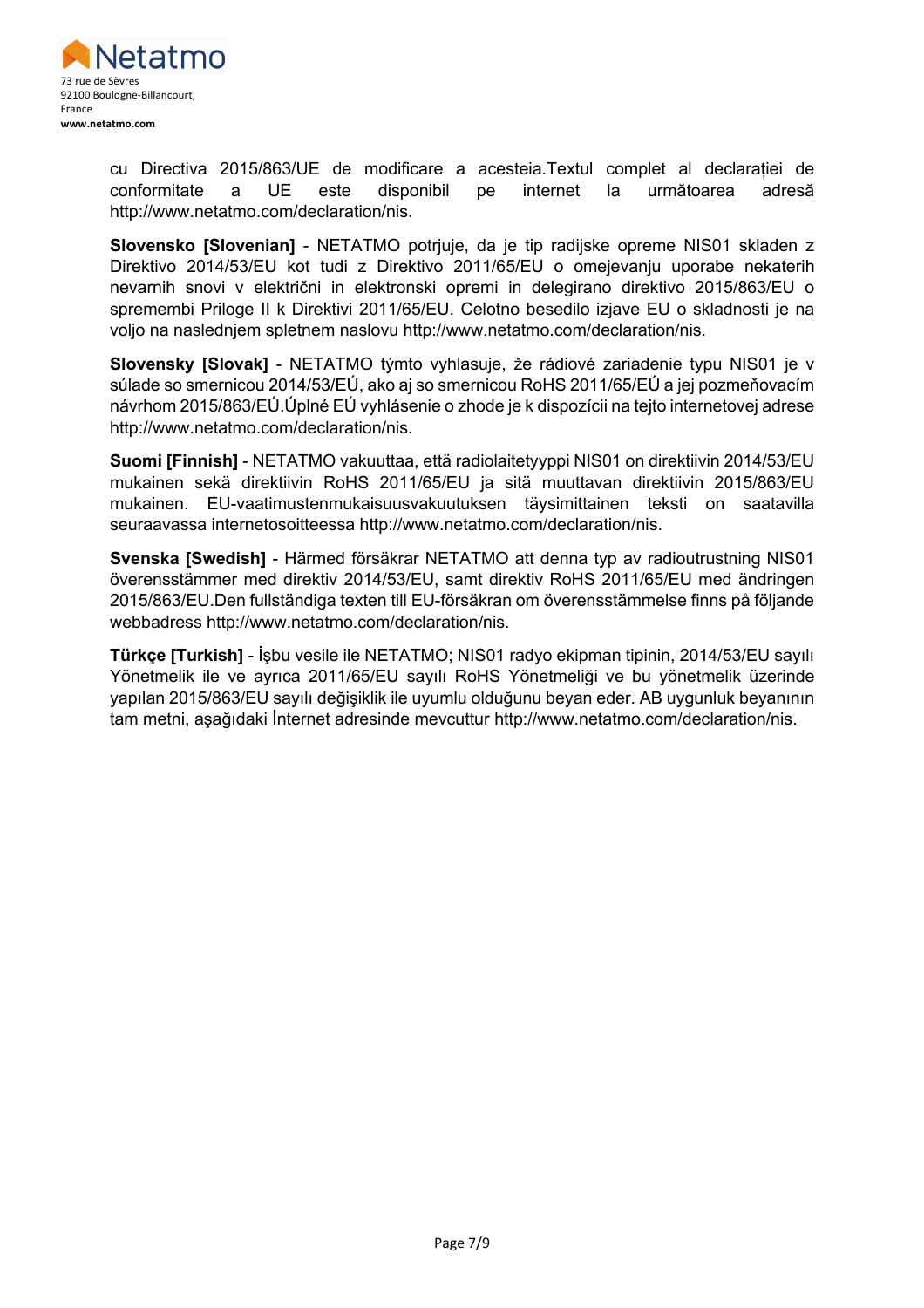cu Directiva 2015/863/UE de modificare a acesteia.Textul complet al declarației de conformitate a UE este disponibil pe internet la următoarea adresă http://www.netatmo.com/declaration/nis.

**Slovensko [Slovenian]** - NETATMO potrjuje, da je tip radijske opreme NIS01 skladen z Direktivo 2014/53/EU kot tudi z Direktivo 2011/65/EU o omejevanju uporabe nekaterih nevarnih snovi v električni in elektronski opremi in delegirano direktivo 2015/863/EU o spremembi Priloge II k Direktivi 2011/65/EU. Celotno besedilo izjave EU o skladnosti je na voljo na naslednjem spletnem naslovu http://www.netatmo.com/declaration/nis.

**Slovensky [Slovak]** - NETATMO týmto vyhlasuje, že rádiové zariadenie typu NIS01 je v súlade so smernicou 2014/53/EÚ, ako aj so smernicou RoHS 2011/65/EÚ a jej pozmeňovacím návrhom 2015/863/EÚ.Úplné EÚ vyhlásenie o zhode je k dispozícii na tejto internetovej adrese http://www.netatmo.com/declaration/nis.

**Suomi [Finnish]** - NETATMO vakuuttaa, että radiolaitetyyppi NIS01 on direktiivin 2014/53/EU mukainen sekä direktiivin RoHS 2011/65/EU ja sitä muuttavan direktiivin 2015/863/EU mukainen. EU-vaatimustenmukaisuusvakuutuksen täysimittainen teksti on saatavilla seuraavassa internetosoitteessa http://www.netatmo.com/declaration/nis.

**Svenska [Swedish]** - Härmed försäkrar NETATMO att denna typ av radioutrustning NIS01 överensstämmer med direktiv 2014/53/EU, samt direktiv RoHS 2011/65/EU med ändringen 2015/863/EU.Den fullständiga texten till EU-försäkran om överensstämmelse finns på följande webbadress http://www.netatmo.com/declaration/nis.

**Türkçe [Turkish]** - İşbu vesile ile NETATMO; NIS01 radyo ekipman tipinin, 2014/53/EU sayılı Yönetmelik ile ve ayrıca 2011/65/EU sayılı RoHS Yönetmeliği ve bu yönetmelik üzerinde yapılan 2015/863/EU sayılı değişiklik ile uyumlu olduğunu beyan eder. AB uygunluk beyanının tam metni, aşağıdaki İnternet adresinde mevcuttur http://www.netatmo.com/declaration/nis.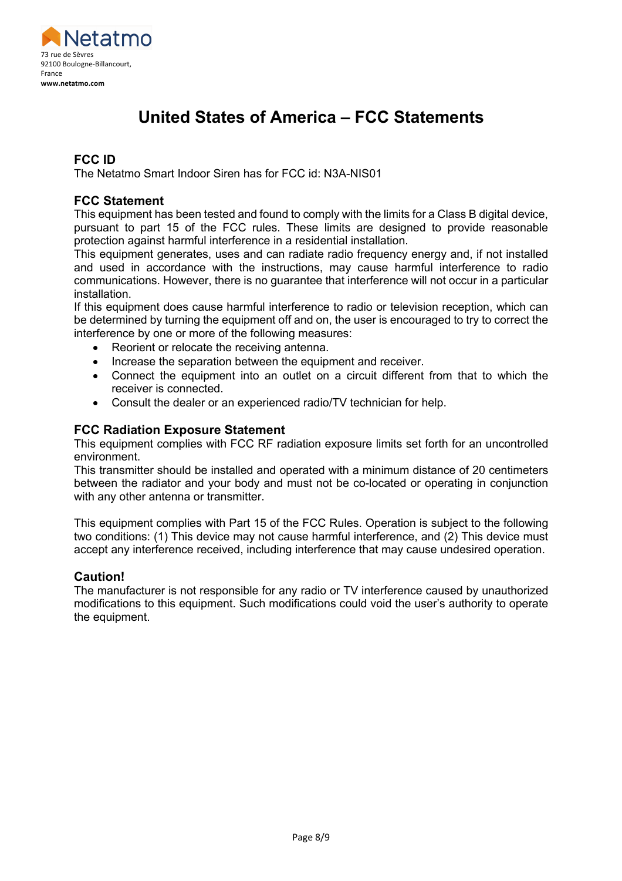Netatmo
73 rue de Sèvres
92100 Boulogne-Billancourt,
France
**www.netatmo.com**

# United States of America – FCC Statements

### FCC ID

The Netatmo Smart Indoor Siren has for FCC id: N3A-NIS01

### FCC Statement

This equipment has been tested and found to comply with the limits for a Class B digital device, pursuant to part 15 of the FCC rules. These limits are designed to provide reasonable protection against harmful interference in a residential installation.
This equipment generates, uses and can radiate radio frequency energy and, if not installed and used in accordance with the instructions, may cause harmful interference to radio communications. However, there is no guarantee that interference will not occur in a particular installation.
If this equipment does cause harmful interference to radio or television reception, which can be determined by turning the equipment off and on, the user is encouraged to try to correct the interference by one or more of the following measures:

- Reorient or relocate the receiving antenna.
- Increase the separation between the equipment and receiver.
- Connect the equipment into an outlet on a circuit different from that to which the receiver is connected.
- Consult the dealer or an experienced radio/TV technician for help.

### FCC Radiation Exposure Statement

This equipment complies with FCC RF radiation exposure limits set forth for an uncontrolled environment.
This transmitter should be installed and operated with a minimum distance of 20 centimeters between the radiator and your body and must not be co-located or operating in conjunction with any other antenna or transmitter.

This equipment complies with Part 15 of the FCC Rules. Operation is subject to the following two conditions: (1) This device may not cause harmful interference, and (2) This device must accept any interference received, including interference that may cause undesired operation.

### Caution!

The manufacturer is not responsible for any radio or TV interference caused by unauthorized modifications to this equipment. Such modifications could void the user's authority to operate the equipment.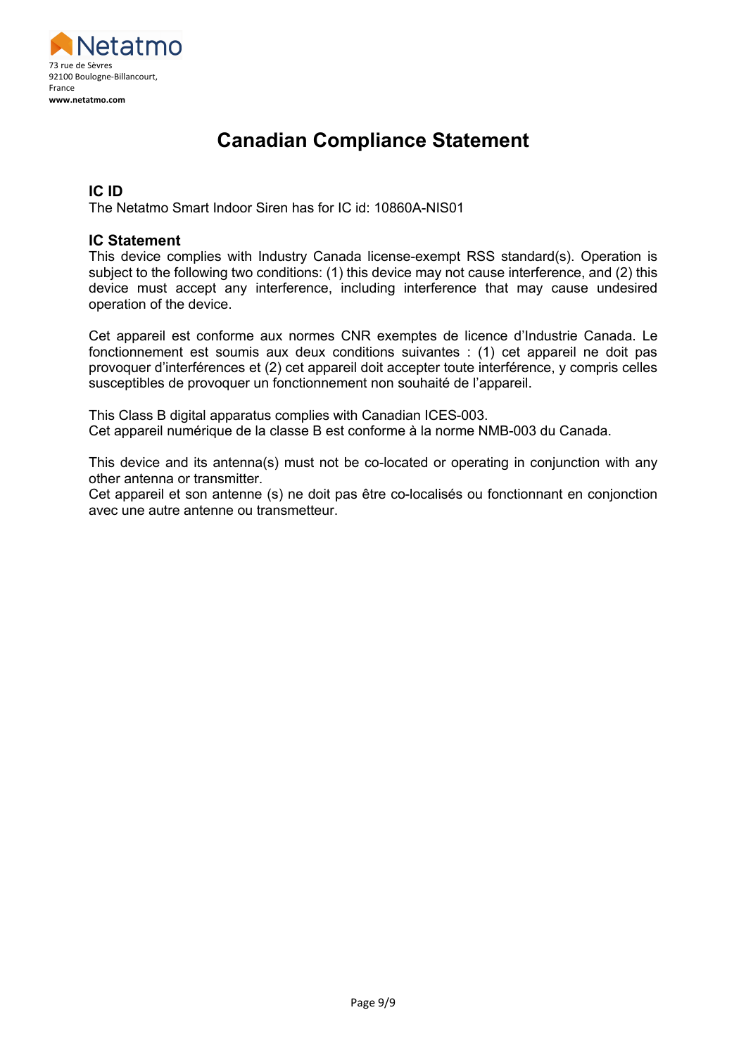Netatmo
73 rue de Sèvres
92100 Boulogne-Billancourt,
France
**www.netatmo.com**

# Canadian Compliance Statement

### IC ID

The Netatmo Smart Indoor Siren has for IC id: 10860A-NIS01

### IC Statement

This device complies with Industry Canada license-exempt RSS standard(s). Operation is subject to the following two conditions: (1) this device may not cause interference, and (2) this device must accept any interference, including interference that may cause undesired operation of the device.

Cet appareil est conforme aux normes CNR exemptes de licence d'Industrie Canada. Le fonctionnement est soumis aux deux conditions suivantes : (1) cet appareil ne doit pas provoquer d'interférences et (2) cet appareil doit accepter toute interférence, y compris celles susceptibles de provoquer un fonctionnement non souhaité de l'appareil.

This Class B digital apparatus complies with Canadian ICES-003.
Cet appareil numérique de la classe B est conforme à la norme NMB-003 du Canada.

This device and its antenna(s) must not be co-located or operating in conjunction with any other antenna or transmitter.
Cet appareil et son antenne (s) ne doit pas être co-localisés ou fonctionnant en conjonction avec une autre antenne ou transmetteur.